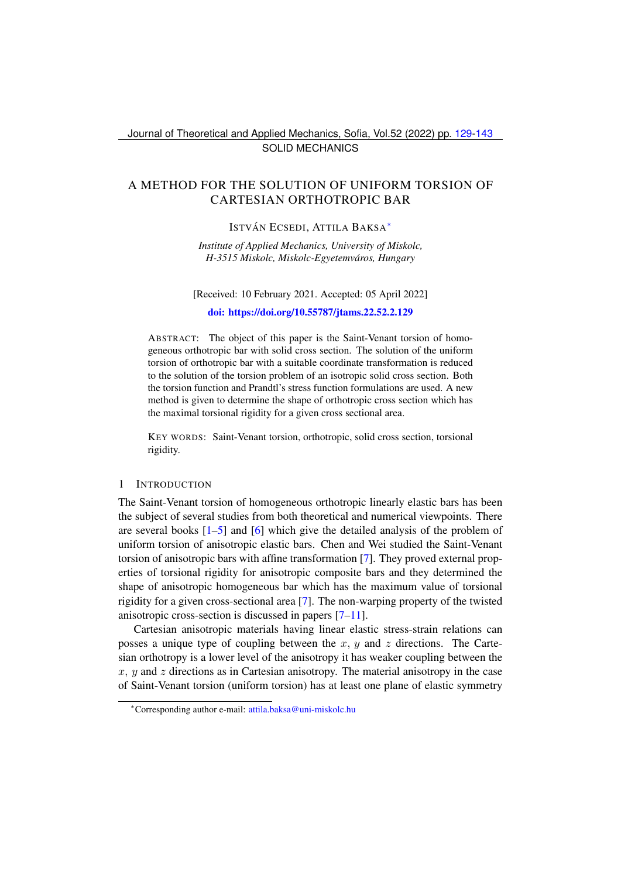SOLID MECHANICS

# A METHOD FOR THE SOLUTION OF UNIFORM TORSION OF CARTESIAN ORTHOTROPIC BAR

István Ecsedi, Attila Baksa*

*Institute of Applied Mechanics, University of Miskolc, H-3515 Miskolc, Miskolc-Egyetemváros, Hungary*

[Received: 10 February 2021. Accepted: 05 April 2022]

**doi: https://doi.org/10.55787/jtams.22.52.2.129**

Abstract: The object of this paper is the Saint-Venant torsion of homogeneous orthotropic bar with solid cross section. The solution of the uniform torsion of orthotropic bar with a suitable coordinate transformation is reduced to the solution of the torsion problem of an isotropic solid cross section. Both the torsion function and Prandtl's stress function formulations are used. A new method is given to determine the shape of orthotropic cross section which has the maximal torsional rigidity for a given cross sectional area.

Key words: Saint-Venant torsion, orthotropic, solid cross section, torsional rigidity.

## 1 Introduction

The Saint-Venant torsion of homogeneous orthotropic linearly elastic bars has been the subject of several studies from both theoretical and numerical viewpoints. There are several books [1–5] and [6] which give the detailed analysis of the problem of uniform torsion of anisotropic elastic bars. Chen and Wei studied the Saint-Venant torsion of anisotropic bars with affine transformation [7]. They proved external properties of torsional rigidity for anisotropic composite bars and they determined the shape of anisotropic homogeneous bar which has the maximum value of torsional rigidity for a given cross-sectional area [7]. The non-warping property of the twisted anisotropic cross-section is discussed in papers [7–11].

Cartesian anisotropic materials having linear elastic stress-strain relations can posses a unique type of coupling between the $x$, $y$ and $z$ directions. The Cartesian orthotropy is a lower level of the anisotropy it has weaker coupling between the $x$, $y$ and $z$ directions as in Cartesian anisotropy. The material anisotropy in the case of Saint-Venant torsion (uniform torsion) has at least one plane of elastic symmetry

*Corresponding author e-mail: attila.baksa@uni-miskolc.hu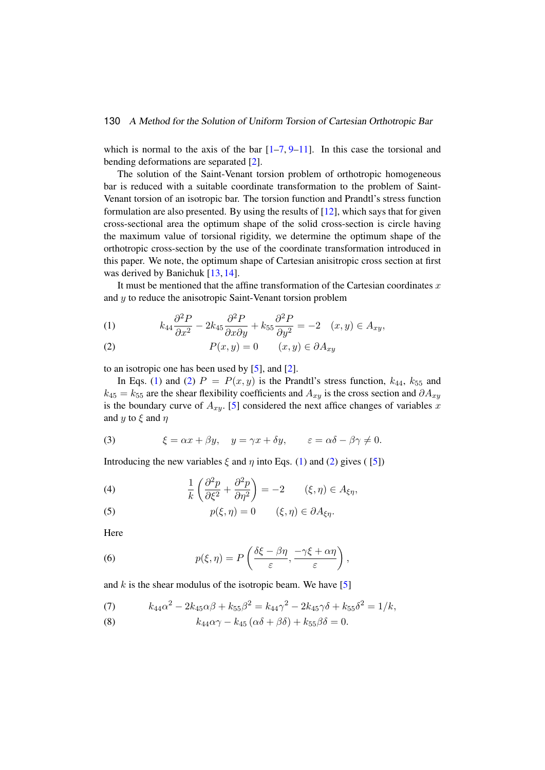which is normal to the axis of the bar [1–7, 9–11]. In this case the torsional and bending deformations are separated [2].

The solution of the Saint-Venant torsion problem of orthotropic homogeneous bar is reduced with a suitable coordinate transformation to the problem of Saint-Venant torsion of an isotropic bar. The torsion function and Prandtl's stress function formulation are also presented. By using the results of [12], which says that for given cross-sectional area the optimum shape of the solid cross-section is circle having the maximum value of torsional rigidity, we determine the optimum shape of the orthotropic cross-section by the use of the coordinate transformation introduced in this paper. We note, the optimum shape of Cartesian anisitropic cross section at first was derived by Banichuk [13, 14].

It must be mentioned that the affine transformation of the Cartesian coordinates $x$ and $y$ to reduce the anisotropic Saint-Venant torsion problem

$$k_{44}\frac{\partial^2 P}{\partial x^2} - 2k_{45}\frac{\partial^2 P}{\partial x \partial y} + k_{55}\frac{\partial^2 P}{\partial y^2} = -2 \quad (x, y) \in A_{xy}, \tag{1}$$

$$P(x, y) = 0 \qquad (x, y) \in \partial A_{xy} \tag{2}$$

to an isotropic one has been used by [5], and [2].

In Eqs. (1) and (2) $P = P(x, y)$ is the Prandtl's stress function, $k_{44}$, $k_{55}$ and $k_{45} = k_{55}$ are the shear flexibility coefficients and $A_{xy}$ is the cross section and $\partial A_{xy}$ is the boundary curve of $A_{xy}$. [5] considered the next affice changes of variables $x$ and $y$ to $\xi$ and $\eta$

$$\xi = \alpha x + \beta y, \quad y = \gamma x + \delta y, \qquad \varepsilon = \alpha\delta - \beta\gamma \neq 0. \tag{3}$$

Introducing the new variables $\xi$ and $\eta$ into Eqs. (1) and (2) gives ( [5])

$$\frac{1}{k}\left(\frac{\partial^2 p}{\partial \xi^2} + \frac{\partial^2 p}{\partial \eta^2}\right) = -2 \qquad (\xi, \eta) \in A_{\xi\eta}, \tag{4}$$

$$p(\xi, \eta) = 0 \qquad (\xi, \eta) \in \partial A_{\xi\eta}. \tag{5}$$

Here

$$p(\xi, \eta) = P\left(\frac{\delta\xi - \beta\eta}{\varepsilon}, \frac{-\gamma\xi + \alpha\eta}{\varepsilon}\right), \tag{6}$$

and $k$ is the shear modulus of the isotropic beam. We have [5]

$$k_{44}\alpha^2 - 2k_{45}\alpha\beta + k_{55}\beta^2 = k_{44}\gamma^2 - 2k_{45}\gamma\delta + k_{55}\delta^2 = 1/k, \tag{7}$$

$$k_{44}\alpha\gamma - k_{45}\left(\alpha\delta + \beta\delta\right) + k_{55}\beta\delta = 0. \tag{8}$$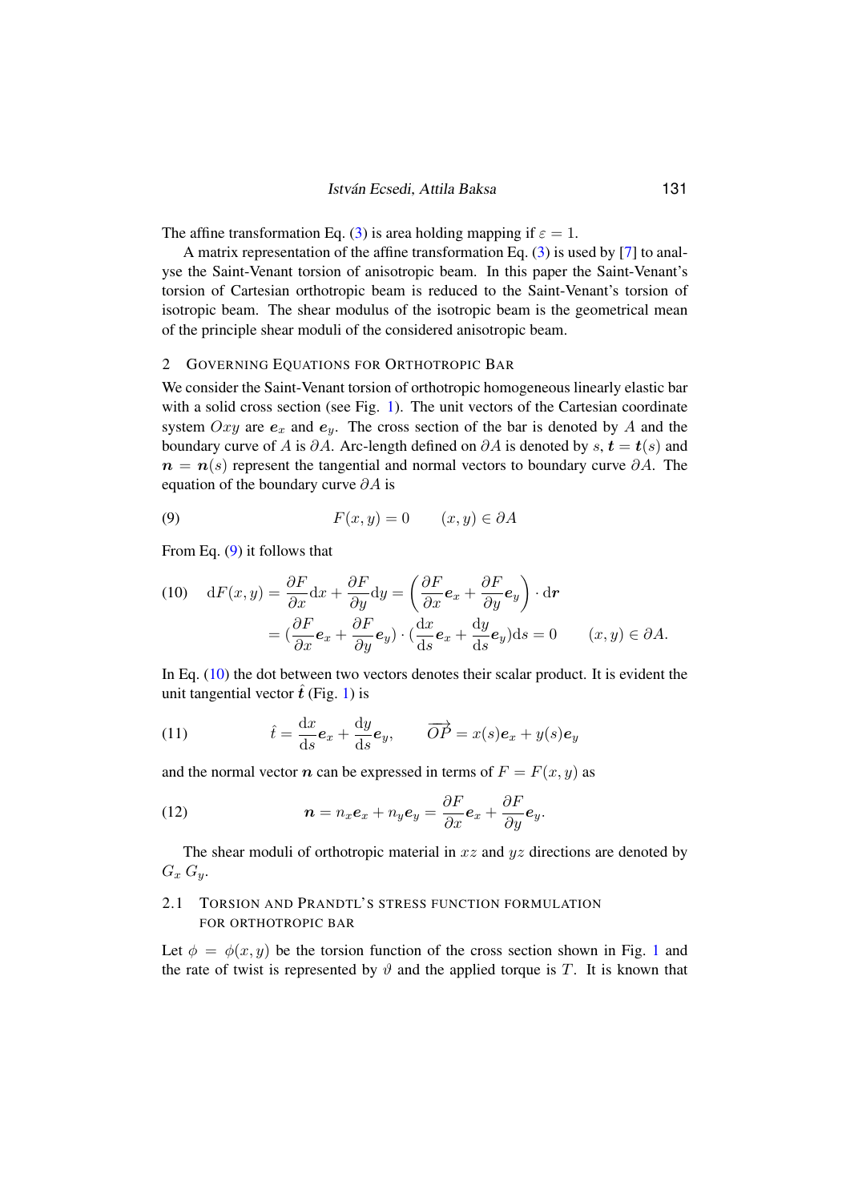The affine transformation Eq. (3) is area holding mapping if $\varepsilon = 1$.

A matrix representation of the affine transformation Eq. (3) is used by [7] to analyse the Saint-Venant torsion of anisotropic beam. In this paper the Saint-Venant's torsion of Cartesian orthotropic beam is reduced to the Saint-Venant's torsion of isotropic beam. The shear modulus of the isotropic beam is the geometrical mean of the principle shear moduli of the considered anisotropic beam.

## 2 Governing Equations for Orthotropic Bar

We consider the Saint-Venant torsion of orthotropic homogeneous linearly elastic bar with a solid cross section (see Fig. 1). The unit vectors of the Cartesian coordinate system $Oxy$ are $\boldsymbol{e}_x$ and $\boldsymbol{e}_y$. The cross section of the bar is denoted by $A$ and the boundary curve of $A$ is $\partial A$. Arc-length defined on $\partial A$ is denoted by $s$, $\boldsymbol{t} = \boldsymbol{t}(s)$ and $\boldsymbol{n} = \boldsymbol{n}(s)$ represent the tangential and normal vectors to boundary curve $\partial A$. The equation of the boundary curve $\partial A$ is

$$F(x, y) = 0 \qquad (x, y) \in \partial A \tag{9}$$

From Eq. (9) it follows that

$$\begin{aligned} \mathrm{d}F(x,y) &= \frac{\partial F}{\partial x}\mathrm{d}x + \frac{\partial F}{\partial y}\mathrm{d}y = \left(\frac{\partial F}{\partial x}\boldsymbol{e}_x + \frac{\partial F}{\partial y}\boldsymbol{e}_y\right) \cdot \mathrm{d}\boldsymbol{r} \\ &= \left(\frac{\partial F}{\partial x}\boldsymbol{e}_x + \frac{\partial F}{\partial y}\boldsymbol{e}_y\right) \cdot \left(\frac{\mathrm{d}x}{\mathrm{d}s}\boldsymbol{e}_x + \frac{\mathrm{d}y}{\mathrm{d}s}\boldsymbol{e}_y\right)\mathrm{d}s = 0 \qquad (x, y) \in \partial A. \end{aligned} \tag{10}$$

In Eq. (10) the dot between two vectors denotes their scalar product. It is evident the unit tangential vector $\hat{\boldsymbol{t}}$ (Fig. 1) is

$$\hat{t} = \frac{\mathrm{d}x}{\mathrm{d}s}\boldsymbol{e}_x + \frac{\mathrm{d}y}{\mathrm{d}s}\boldsymbol{e}_y, \qquad \overrightarrow{OP} = x(s)\boldsymbol{e}_x + y(s)\boldsymbol{e}_y \tag{11}$$

and the normal vector $\boldsymbol{n}$ can be expressed in terms of $F = F(x, y)$ as

$$\boldsymbol{n} = n_x\boldsymbol{e}_x + n_y\boldsymbol{e}_y = \frac{\partial F}{\partial x}\boldsymbol{e}_x + \frac{\partial F}{\partial y}\boldsymbol{e}_y. \tag{12}$$

The shear moduli of orthotropic material in $xz$ and $yz$ directions are denoted by $G_x$ $G_y$.

### 2.1 Torsion and Prandtl's stress function formulation for orthotropic bar

Let $\phi = \phi(x, y)$ be the torsion function of the cross section shown in Fig. 1 and the rate of twist is represented by $\vartheta$ and the applied torque is $T$. It is known that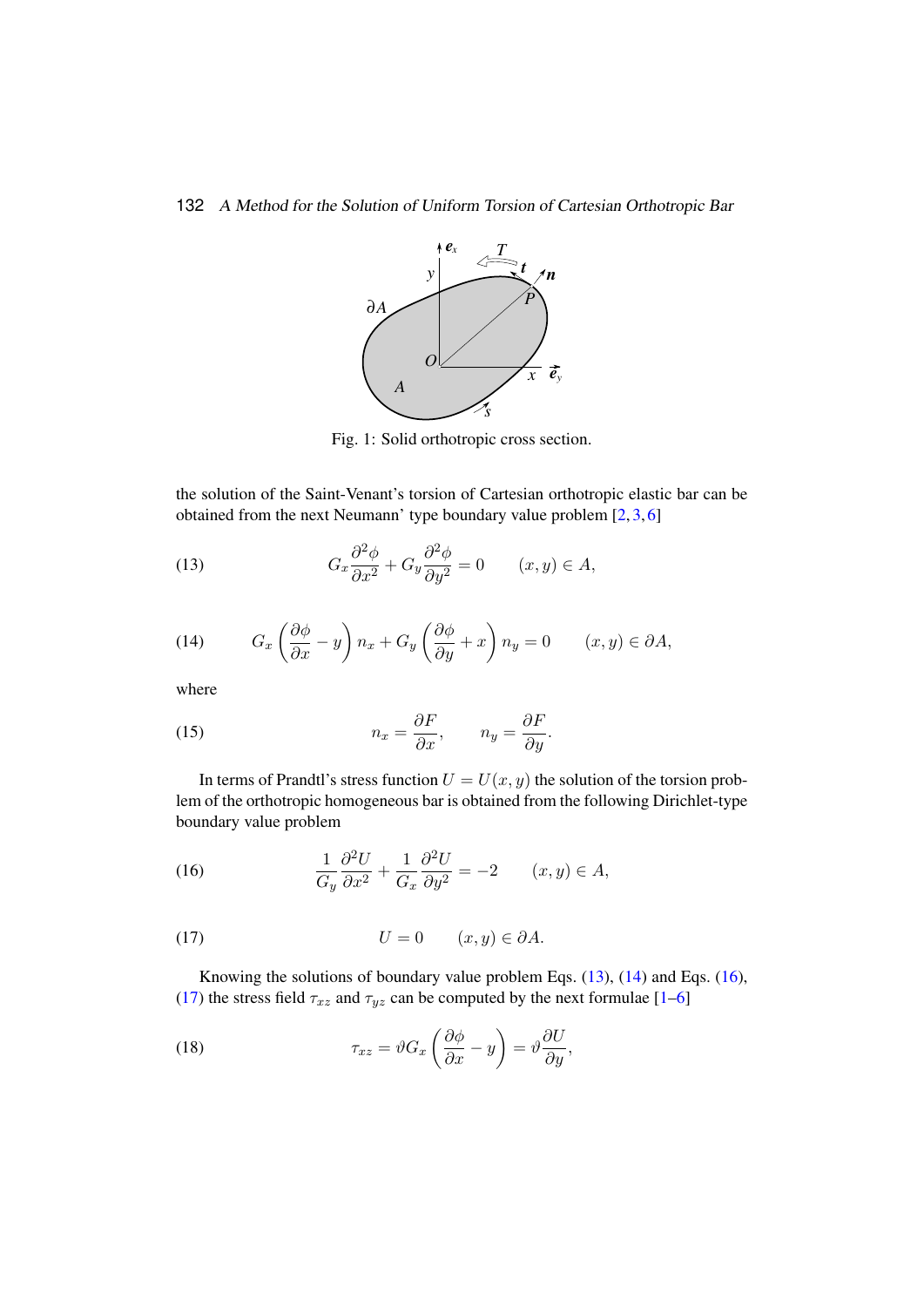Fig. 1: Solid orthotropic cross section.

the solution of the Saint-Venant's torsion of Cartesian orthotropic elastic bar can be obtained from the next Neumann' type boundary value problem [2, 3, 6]

$$G_x \frac{\partial^2 \phi}{\partial x^2} + G_y \frac{\partial^2 \phi}{\partial y^2} = 0 \qquad (x, y) \in A, \tag{13}$$

$$G_x \left( \frac{\partial \phi}{\partial x} - y \right) n_x + G_y \left( \frac{\partial \phi}{\partial y} + x \right) n_y = 0 \qquad (x, y) \in \partial A, \tag{14}$$

where

$$n_x = \frac{\partial F}{\partial x}, \qquad n_y = \frac{\partial F}{\partial y}. \tag{15}$$

In terms of Prandtl's stress function $U = U(x, y)$ the solution of the torsion problem of the orthotropic homogeneous bar is obtained from the following Dirichlet-type boundary value problem

$$\frac{1}{G_y} \frac{\partial^2 U}{\partial x^2} + \frac{1}{G_x} \frac{\partial^2 U}{\partial y^2} = -2 \qquad (x, y) \in A, \tag{16}$$

$$U = 0 \qquad (x, y) \in \partial A. \tag{17}$$

Knowing the solutions of boundary value problem Eqs. (13), (14) and Eqs. (16), (17) the stress field $\tau_{xz}$ and $\tau_{yz}$ can be computed by the next formulae [1–6]

$$\tau_{xz} = \vartheta G_x \left( \frac{\partial \phi}{\partial x} - y \right) = \vartheta \frac{\partial U}{\partial y}, \tag{18}$$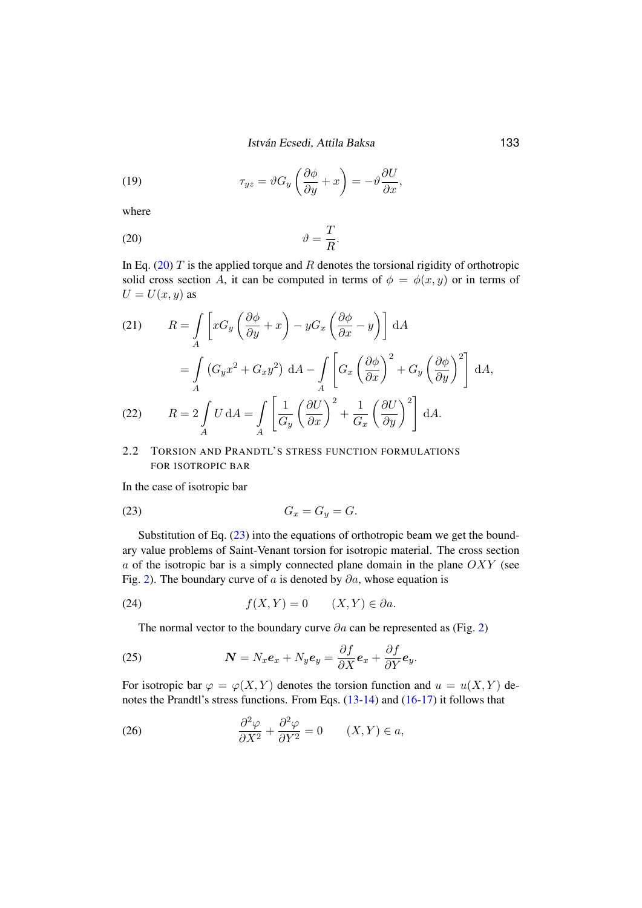$$\tau_{yz} = \vartheta G_y \left( \frac{\partial \phi}{\partial y} + x \right) = -\vartheta \frac{\partial U}{\partial x}, \tag{19}$$

where

$$\vartheta = \frac{T}{R}. \tag{20}$$

In Eq. (20) $T$ is the applied torque and $R$ denotes the torsional rigidity of orthotropic solid cross section $A$, it can be computed in terms of $\phi = \phi(x, y)$ or in terms of $U = U(x, y)$ as

$$\begin{aligned} R &= \int_A \left[ x G_y \left( \frac{\partial \phi}{\partial y} + x \right) - y G_x \left( \frac{\partial \phi}{\partial x} - y \right) \right] \mathrm{d}A \\ &= \int_A \left( G_y x^2 + G_x y^2 \right) \mathrm{d}A - \int_A \left[ G_x \left( \frac{\partial \phi}{\partial x} \right)^2 + G_y \left( \frac{\partial \phi}{\partial y} \right)^2 \right] \mathrm{d}A, \end{aligned} \tag{21}$$

$$R = 2 \int_A U \, \mathrm{d}A = \int_A \left[ \frac{1}{G_y} \left( \frac{\partial U}{\partial x} \right)^2 + \frac{1}{G_x} \left( \frac{\partial U}{\partial y} \right)^2 \right] \mathrm{d}A. \tag{22}$$

### 2.2 Torsion and Prandtl's stress function formulations for isotropic bar

In the case of isotropic bar

$$G_x = G_y = G. \tag{23}$$

Substitution of Eq. (23) into the equations of orthotropic beam we get the boundary value problems of Saint-Venant torsion for isotropic material. The cross section $a$ of the isotropic bar is a simply connected plane domain in the plane $OXY$ (see Fig. 2). The boundary curve of $a$ is denoted by $\partial a$, whose equation is

$$f(X, Y) = 0 \qquad (X, Y) \in \partial a. \tag{24}$$

The normal vector to the boundary curve $\partial a$ can be represented as (Fig. 2)

$$\boldsymbol{N} = N_x \boldsymbol{e}_x + N_y \boldsymbol{e}_y = \frac{\partial f}{\partial X} \boldsymbol{e}_x + \frac{\partial f}{\partial Y} \boldsymbol{e}_y. \tag{25}$$

For isotropic bar $\varphi = \varphi(X, Y)$ denotes the torsion function and $u = u(X, Y)$ denotes the Prandtl's stress functions. From Eqs. (13-14) and (16-17) it follows that

$$\frac{\partial^2 \varphi}{\partial X^2} + \frac{\partial^2 \varphi}{\partial Y^2} = 0 \qquad (X, Y) \in a, \tag{26}$$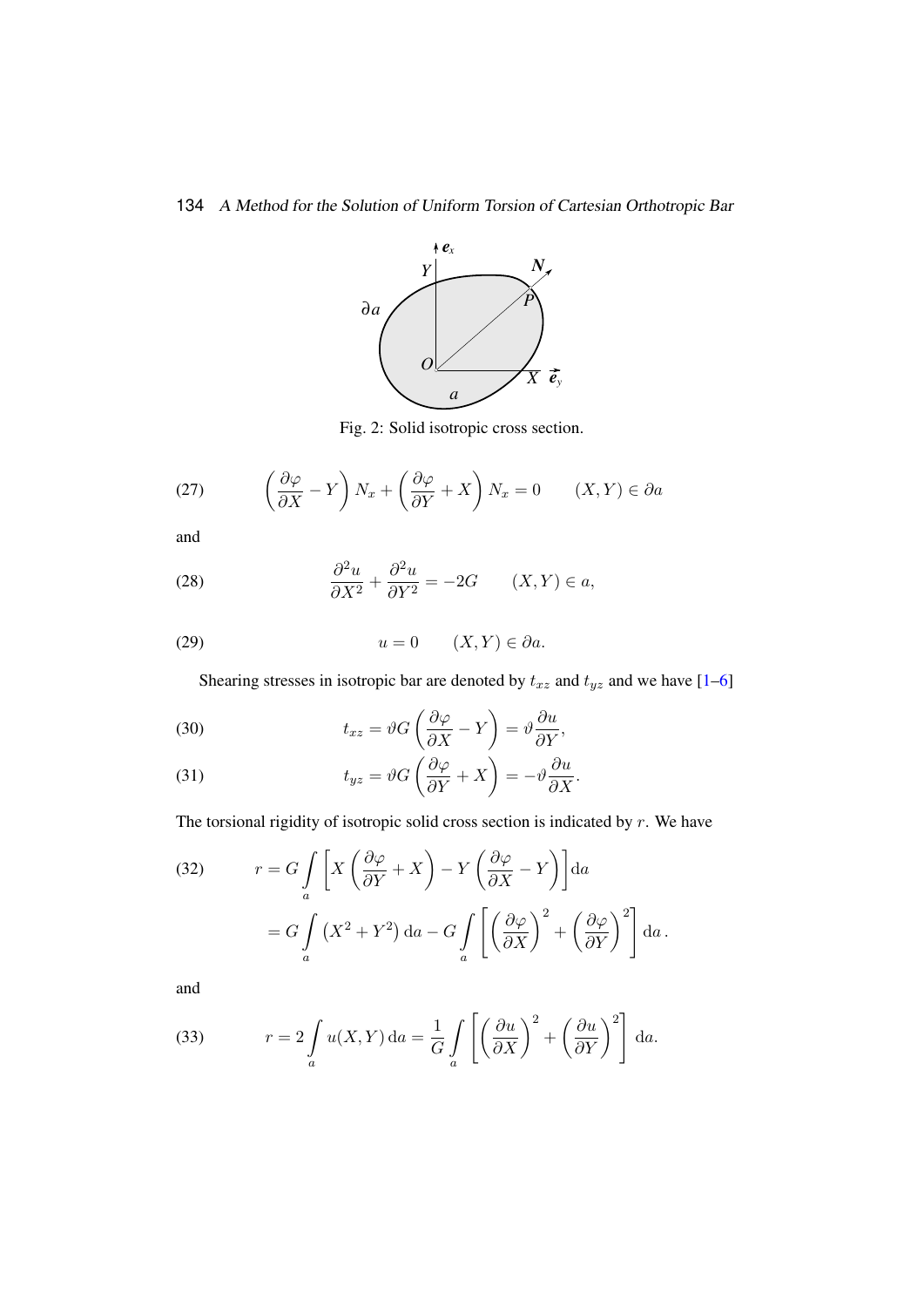$\partial a$

$Y$

$\boldsymbol{e}_x$

$\boldsymbol{N}$

$P$

$O$

$X$ $\vec{\boldsymbol{e}}_y$

$a$

Fig. 2: Solid isotropic cross section.

$$
\left(\frac{\partial \varphi}{\partial X}-Y\right)N_x+\left(\frac{\partial \varphi}{\partial Y}+X\right)N_x=0 \qquad (X,Y)\in \partial a \tag{27}
$$

and

$$
\frac{\partial^2 u}{\partial X^2}+\frac{\partial^2 u}{\partial Y^2}=-2G \qquad (X,Y)\in a, \tag{28}
$$

$$
u=0 \qquad (X,Y)\in \partial a. \tag{29}
$$

Shearing stresses in isotropic bar are denoted by $t_{xz}$ and $t_{yz}$ and we have [1–6]

$$
t_{xz}=\vartheta G\left(\frac{\partial \varphi}{\partial X}-Y\right)=\vartheta\frac{\partial u}{\partial Y}, \tag{30}
$$

$$
t_{yz}=\vartheta G\left(\frac{\partial \varphi}{\partial Y}+X\right)=-\vartheta\frac{\partial u}{\partial X}. \tag{31}
$$

The torsional rigidity of isotropic solid cross section is indicated by $r$. We have

$$
\begin{aligned}
r &= G\int_a\left[X\left(\frac{\partial \varphi}{\partial Y}+X\right)-Y\left(\frac{\partial \varphi}{\partial X}-Y\right)\right]\mathrm{d}a \\
&= G\int_a\left(X^2+Y^2\right)\mathrm{d}a-G\int_a\left[\left(\frac{\partial \varphi}{\partial X}\right)^2+\left(\frac{\partial \varphi}{\partial Y}\right)^2\right]\mathrm{d}a\,.
\end{aligned} \tag{32}
$$

and

$$
r=2\int_a u(X,Y)\,\mathrm{d}a=\frac{1}{G}\int_a\left[\left(\frac{\partial u}{\partial X}\right)^2+\left(\frac{\partial u}{\partial Y}\right)^2\right]\mathrm{d}a. \tag{33}
$$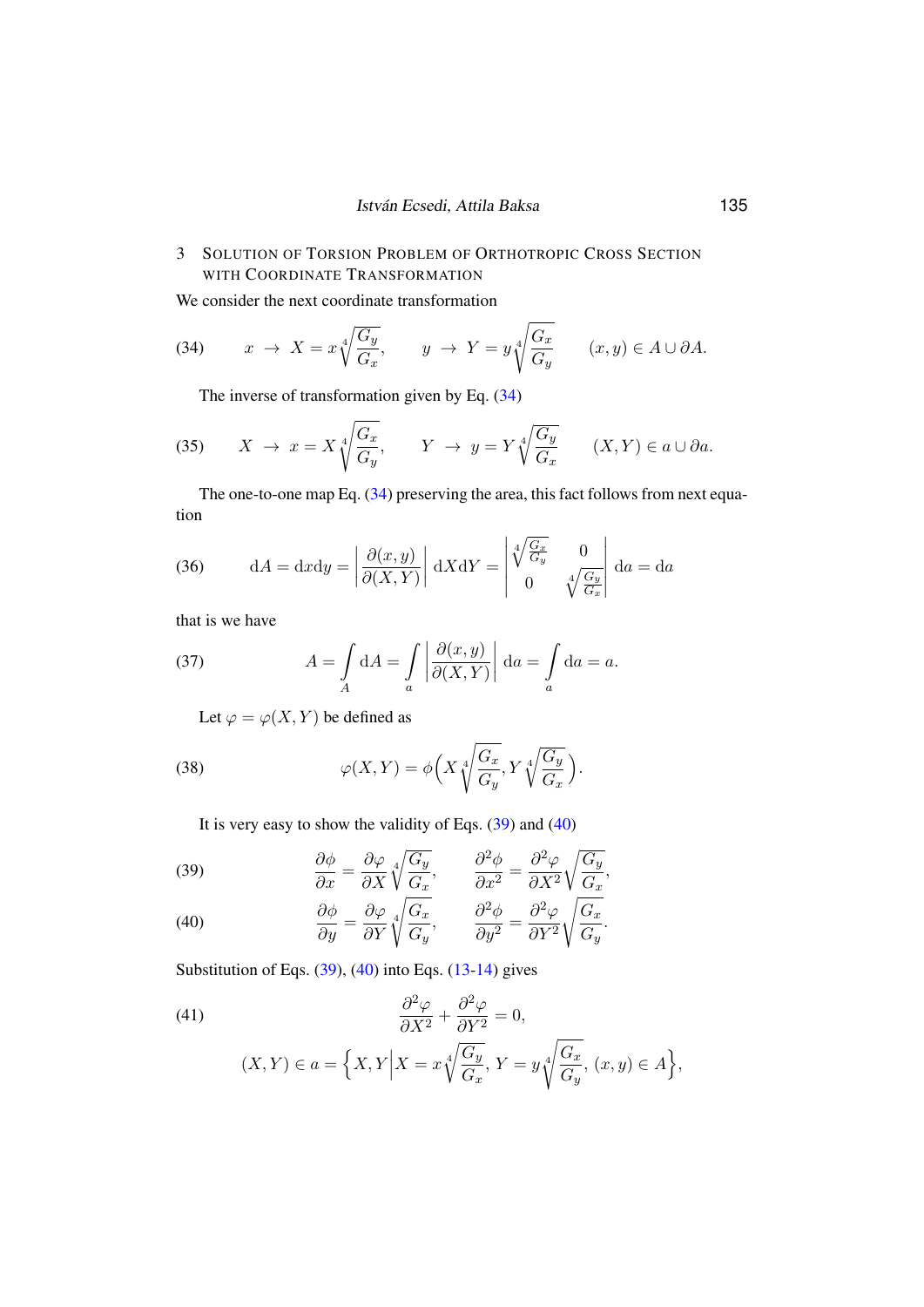## 3 Solution of Torsion Problem of Orthotropic Cross Section with Coordinate Transformation

We consider the next coordinate transformation

$$x \rightarrow X = x\sqrt[4]{\frac{G_y}{G_x}}, \qquad y \rightarrow Y = y\sqrt[4]{\frac{G_x}{G_y}} \qquad (x,y) \in A \cup \partial A. \tag{34}$$

The inverse of transformation given by Eq. (34)

$$X \rightarrow x = X\sqrt[4]{\frac{G_x}{G_y}}, \qquad Y \rightarrow y = Y\sqrt[4]{\frac{G_y}{G_x}} \qquad (X,Y) \in a \cup \partial a. \tag{35}$$

The one-to-one map Eq. (34) preserving the area, this fact follows from next equation

$$\mathrm{d}A = \mathrm{d}x\mathrm{d}y = \left|\frac{\partial(x,y)}{\partial(X,Y)}\right| \mathrm{d}X\mathrm{d}Y = \begin{vmatrix} \sqrt[4]{\frac{G_x}{G_y}} & 0 \\ 0 & \sqrt[4]{\frac{G_y}{G_x}} \end{vmatrix} \mathrm{d}a = \mathrm{d}a \tag{36}$$

that is we have

$$A = \int\limits_A \mathrm{d}A = \int\limits_a \left|\frac{\partial(x,y)}{\partial(X,Y)}\right| \mathrm{d}a = \int\limits_a \mathrm{d}a = a. \tag{37}$$

Let $\varphi = \varphi(X,Y)$ be defined as

$$\varphi(X,Y) = \phi\Big(X\sqrt[4]{\frac{G_x}{G_y}}, Y\sqrt[4]{\frac{G_y}{G_x}}\Big). \tag{38}$$

It is very easy to show the validity of Eqs. (39) and (40)

$$\frac{\partial \phi}{\partial x} = \frac{\partial \varphi}{\partial X}\sqrt[4]{\frac{G_y}{G_x}}, \qquad \frac{\partial^2 \phi}{\partial x^2} = \frac{\partial^2 \varphi}{\partial X^2}\sqrt{\frac{G_y}{G_x}}, \tag{39}$$

$$\frac{\partial \phi}{\partial y} = \frac{\partial \varphi}{\partial Y}\sqrt[4]{\frac{G_x}{G_y}}, \qquad \frac{\partial^2 \phi}{\partial y^2} = \frac{\partial^2 \varphi}{\partial Y^2}\sqrt{\frac{G_x}{G_y}}. \tag{40}$$

Substitution of Eqs. (39), (40) into Eqs. (13-14) gives

$$\frac{\partial^2 \varphi}{\partial X^2} + \frac{\partial^2 \varphi}{\partial Y^2} = 0, \tag{41}$$

$$(X,Y) \in a = \Big\{X, Y \Big| X = x\sqrt[4]{\frac{G_y}{G_x}},\ Y = y\sqrt[4]{\frac{G_x}{G_y}},\ (x,y) \in A\Big\},$$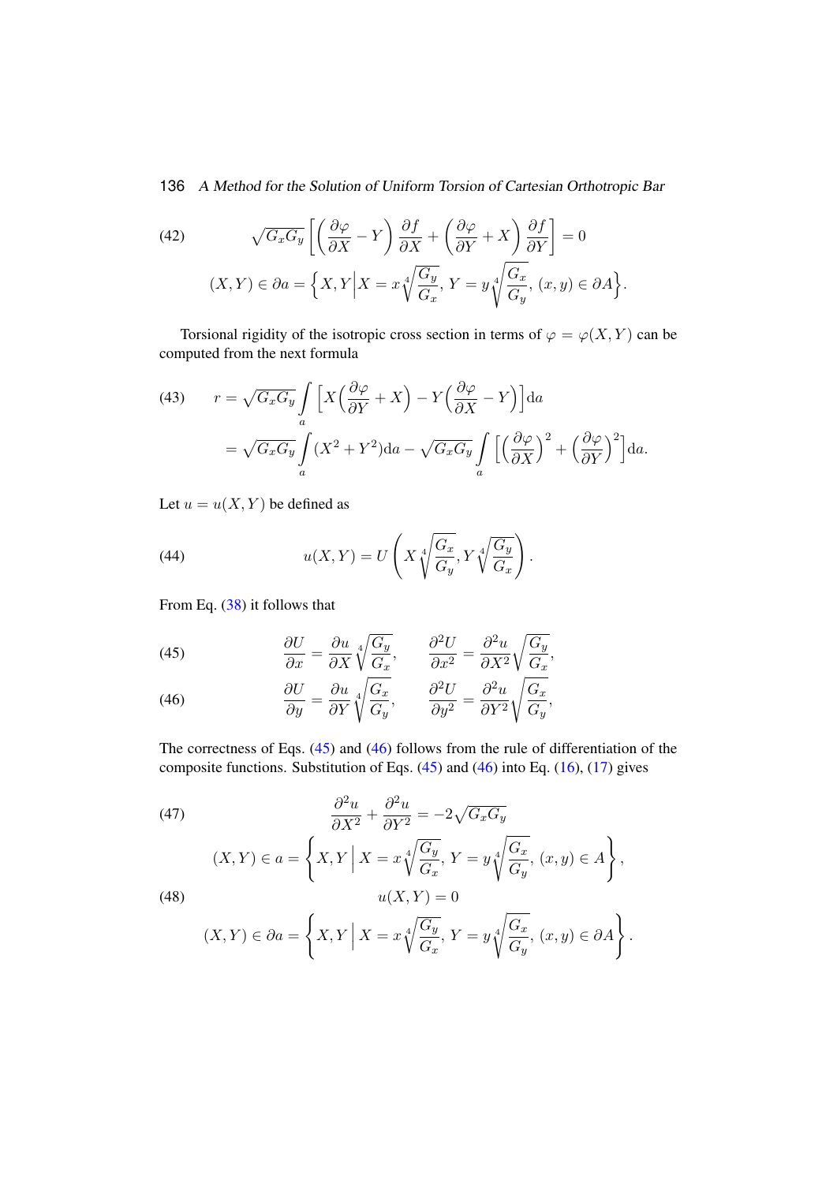$$\sqrt{G_x G_y}\left[\left(\frac{\partial \varphi}{\partial X} - Y\right)\frac{\partial f}{\partial X} + \left(\frac{\partial \varphi}{\partial Y} + X\right)\frac{\partial f}{\partial Y}\right] = 0 \tag{42}$$

$$(X, Y) \in \partial a = \left\{X, Y \middle| X = x\sqrt[4]{\frac{G_y}{G_x}},\ Y = y\sqrt[4]{\frac{G_x}{G_y}},\ (x, y) \in \partial A\right\}.$$

Torsional rigidity of the isotropic cross section in terms of $\varphi = \varphi(X, Y)$ can be computed from the next formula

$$\begin{aligned} r &= \sqrt{G_x G_y}\int_a \left[X\left(\frac{\partial \varphi}{\partial Y} + X\right) - Y\left(\frac{\partial \varphi}{\partial X} - Y\right)\right]\mathrm{d}a \\ &= \sqrt{G_x G_y}\int_a (X^2 + Y^2)\mathrm{d}a - \sqrt{G_x G_y}\int_a \left[\left(\frac{\partial \varphi}{\partial X}\right)^2 + \left(\frac{\partial \varphi}{\partial Y}\right)^2\right]\mathrm{d}a. \end{aligned} \tag{43}$$

Let $u = u(X, Y)$ be defined as

$$u(X, Y) = U\left(X\sqrt[4]{\frac{G_x}{G_y}}, Y\sqrt[4]{\frac{G_y}{G_x}}\right). \tag{44}$$

From Eq. (38) it follows that

$$\frac{\partial U}{\partial x} = \frac{\partial u}{\partial X}\sqrt[4]{\frac{G_y}{G_x}}, \qquad \frac{\partial^2 U}{\partial x^2} = \frac{\partial^2 u}{\partial X^2}\sqrt{\frac{G_y}{G_x}}, \tag{45}$$

$$\frac{\partial U}{\partial y} = \frac{\partial u}{\partial Y}\sqrt[4]{\frac{G_x}{G_y}}, \qquad \frac{\partial^2 U}{\partial y^2} = \frac{\partial^2 u}{\partial Y^2}\sqrt{\frac{G_x}{G_y}}, \tag{46}$$

The correctness of Eqs. (45) and (46) follows from the rule of differentiation of the composite functions. Substitution of Eqs. (45) and (46) into Eq. (16), (17) gives

$$\frac{\partial^2 u}{\partial X^2} + \frac{\partial^2 u}{\partial Y^2} = -2\sqrt{G_x G_y} \tag{47}$$

$$(X, Y) \in a = \left\{X, Y \,\middle|\, X = x\sqrt[4]{\frac{G_y}{G_x}},\ Y = y\sqrt[4]{\frac{G_x}{G_y}},\ (x, y) \in A\right\},$$

$$u(X, Y) = 0 \tag{48}$$

$$(X, Y) \in \partial a = \left\{X, Y \,\middle|\, X = x\sqrt[4]{\frac{G_y}{G_x}},\ Y = y\sqrt[4]{\frac{G_x}{G_y}},\ (x, y) \in \partial A\right\}.$$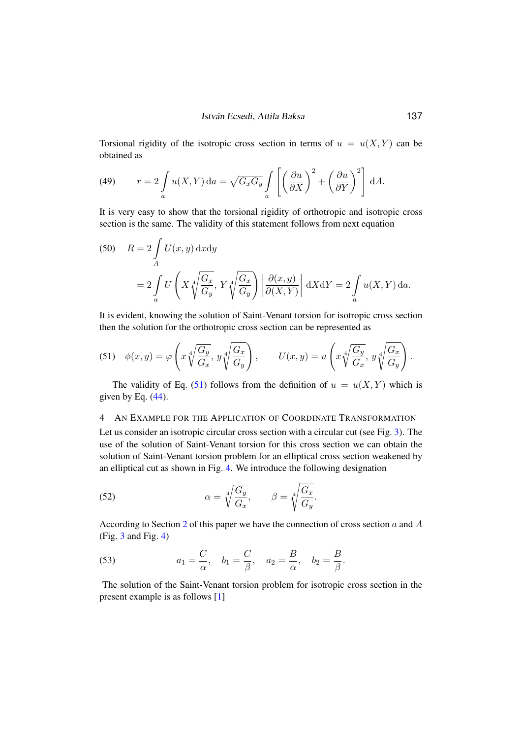Torsional rigidity of the isotropic cross section in terms of $u = u(X,Y)$ can be obtained as

$$r = 2\int_a u(X,Y)\,\mathrm{d}a = \sqrt{G_x G_y}\int_a \left[\left(\frac{\partial u}{\partial X}\right)^2 + \left(\frac{\partial u}{\partial Y}\right)^2\right]\mathrm{d}A. \tag{49}$$

It is very easy to show that the torsional rigidity of orthotropic and isotropic cross section is the same. The validity of this statement follows from next equation

$$\begin{aligned} R &= 2\int_A U(x,y)\,\mathrm{d}x\mathrm{d}y \\ &= 2\int_a U\left(X\sqrt[4]{\frac{G_x}{G_y}},\, Y\sqrt[4]{\frac{G_x}{G_y}}\right)\left|\frac{\partial(x,y)}{\partial(X,Y)}\right|\mathrm{d}X\mathrm{d}Y = 2\int_a u(X,Y)\,\mathrm{d}a. \end{aligned} \tag{50}$$

It is evident, knowing the solution of Saint-Venant torsion for isotropic cross section then the solution for the orthotropic cross section can be represented as

$$\phi(x,y) = \varphi\left(x\sqrt[4]{\frac{G_y}{G_x}},\, y\sqrt[4]{\frac{G_x}{G_y}}\right), \qquad U(x,y) = u\left(x\sqrt[4]{\frac{G_y}{G_x}},\, y\sqrt[4]{\frac{G_x}{G_y}}\right). \tag{51}$$

The validity of Eq. (51) follows from the definition of $u = u(X,Y)$ which is given by Eq. (44).

## 4 An Example for the Application of Coordinate Transformation

Let us consider an isotropic circular cross section with a circular cut (see Fig. 3). The use of the solution of Saint-Venant torsion for this cross section we can obtain the solution of Saint-Venant torsion problem for an elliptical cross section weakened by an elliptical cut as shown in Fig. 4. We introduce the following designation

$$\alpha = \sqrt[4]{\frac{G_y}{G_x}}, \qquad \beta = \sqrt[4]{\frac{G_x}{G_y}}. \tag{52}$$

According to Section 2 of this paper we have the connection of cross section $a$ and $A$ (Fig. 3 and Fig. 4)

$$a_1 = \frac{C}{\alpha}, \quad b_1 = \frac{C}{\beta}, \quad a_2 = \frac{B}{\alpha}, \quad b_2 = \frac{B}{\beta}. \tag{53}$$

The solution of the Saint-Venant torsion problem for isotropic cross section in the present example is as follows [1]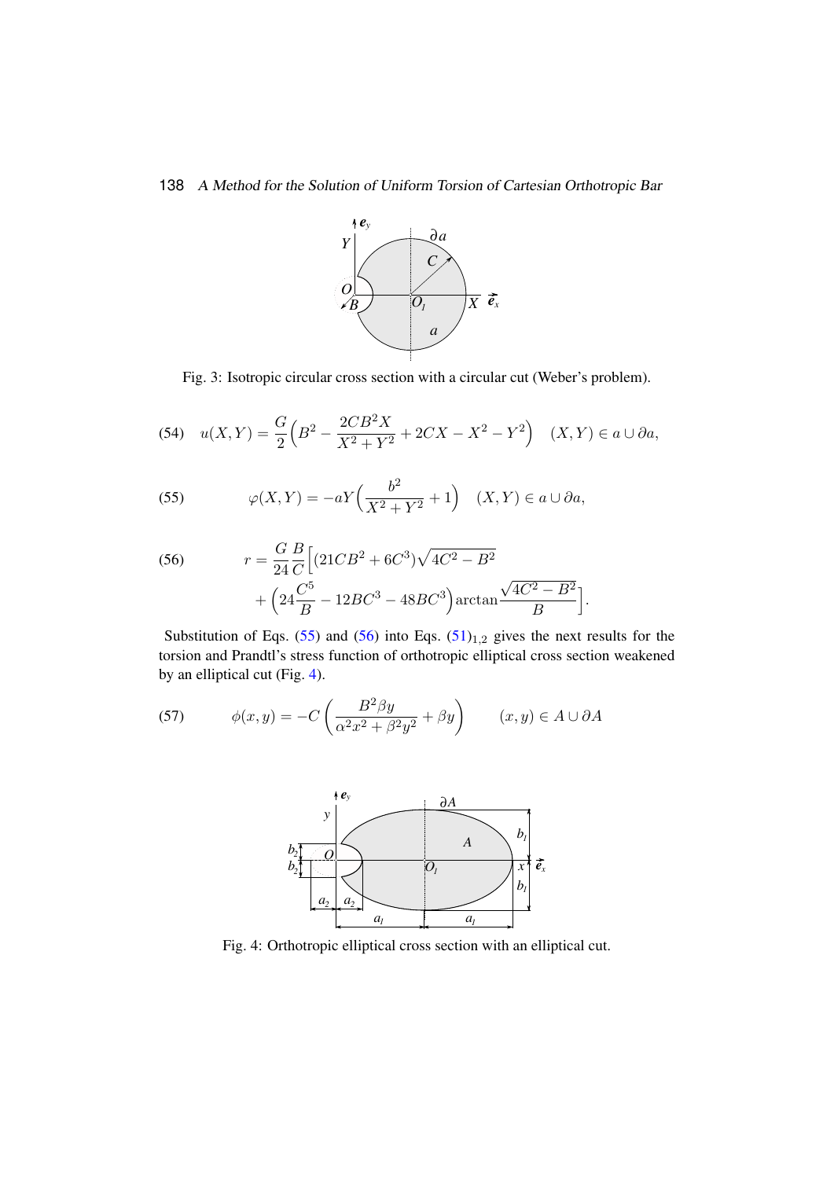Fig. 3: Isotropic circular cross section with a circular cut (Weber's problem).

$$u(X,Y) = \frac{G}{2}\Big(B^2 - \frac{2CB^2X}{X^2+Y^2} + 2CX - X^2 - Y^2\Big) \quad (X,Y) \in a \cup \partial a, \tag{54}$$

$$\varphi(X,Y) = -aY\Big(\frac{b^2}{X^2+Y^2} + 1\Big) \quad (X,Y) \in a \cup \partial a, \tag{55}$$

$$r = \frac{G}{24}\frac{B}{C}\Big[(21CB^2 + 6C^3)\sqrt{4C^2 - B^2} + \Big(24\frac{C^5}{B} - 12BC^3 - 48BC^3\Big)\arctan\frac{\sqrt{4C^2-B^2}}{B}\Big]. \tag{56}$$

Substitution of Eqs. (55) and (56) into Eqs. $(51)_{1,2}$ gives the next results for the torsion and Prandtl's stress function of orthotropic elliptical cross section weakened by an elliptical cut (Fig. 4).

$$\phi(x,y) = -C\left(\frac{B^2\beta y}{\alpha^2 x^2 + \beta^2 y^2} + \beta y\right) \qquad (x,y) \in A \cup \partial A \tag{57}$$

Fig. 4: Orthotropic elliptical cross section with an elliptical cut.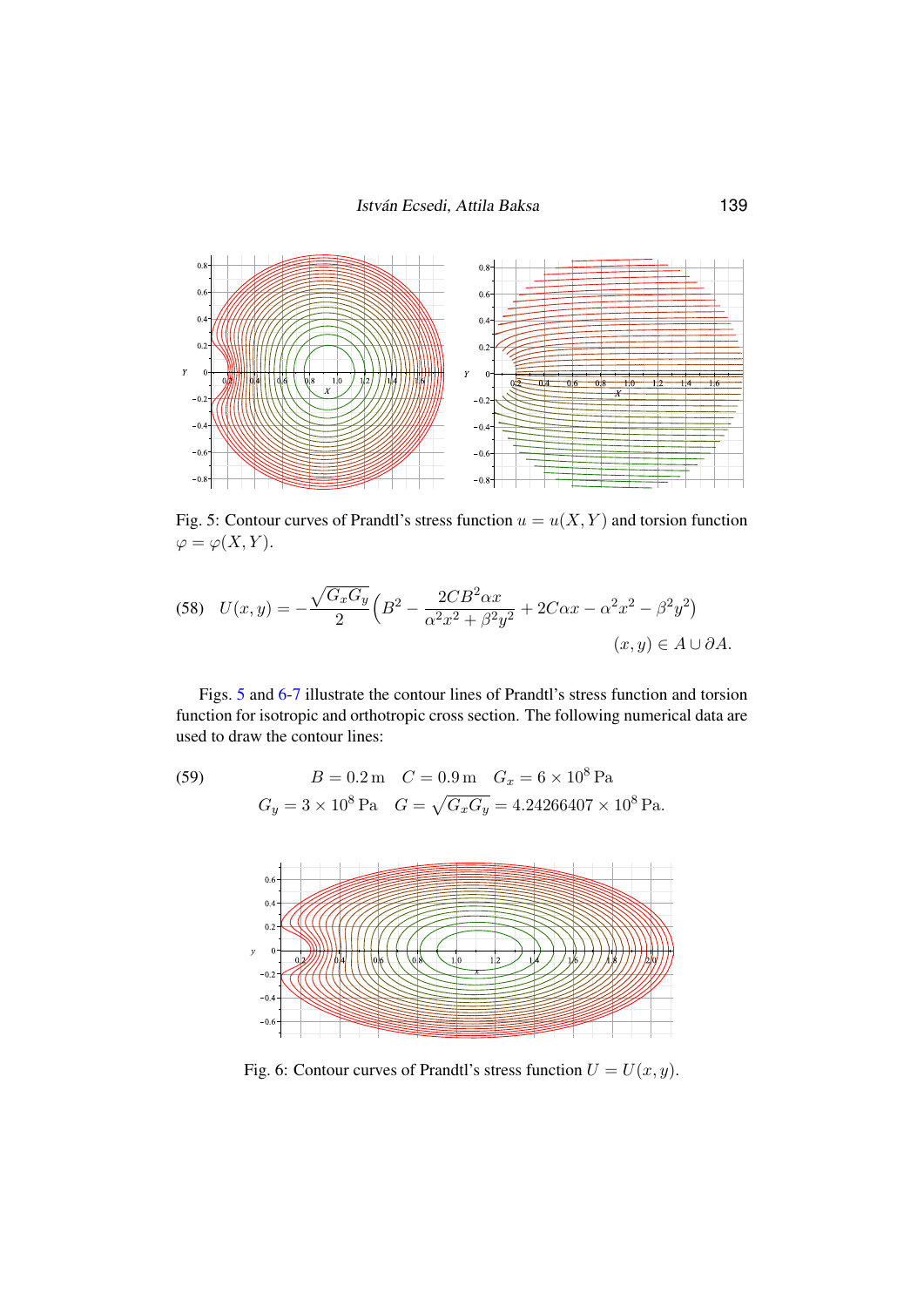Fig. 5: Contour curves of Prandtl's stress function $u = u(X, Y)$ and torsion function $\varphi = \varphi(X, Y)$.

$$
(58) \quad U(x,y) = -\frac{\sqrt{G_x G_y}}{2}\Big(B^2 - \frac{2CB^2\alpha x}{\alpha^2x^2+\beta^2y^2} + 2C\alpha x - \alpha^2x^2 - \beta^2y^2\Big) \qquad (x,y) \in A \cup \partial A.
$$

Figs. 5 and 6-7 illustrate the contour lines of Prandtl's stress function and torsion function for isotropic and orthotropic cross section. The following numerical data are used to draw the contour lines:

$$
(59) \quad B = 0.2\,\mathrm{m} \quad C = 0.9\,\mathrm{m} \quad G_x = 6\times10^8\,\mathrm{Pa} \quad G_y = 3\times10^8\,\mathrm{Pa} \quad G = \sqrt{G_xG_y} = 4.24266407\times10^8\,\mathrm{Pa}.
$$

Fig. 6: Contour curves of Prandtl's stress function $U = U(x, y)$.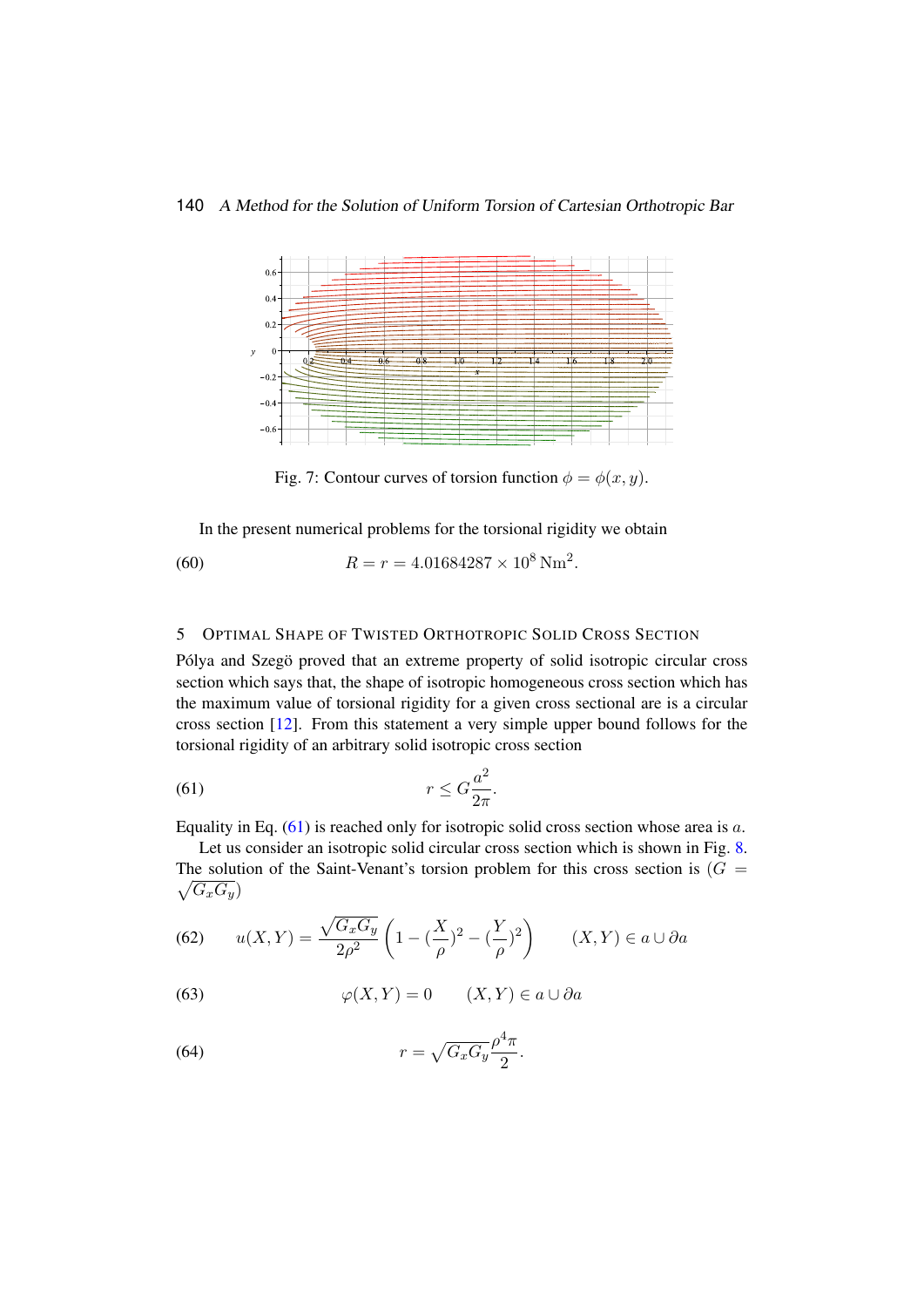0.6
0.4
0.2
y 0
−0.2
−0.4
−0.6
0.2 0.4 0.6 0.8 1.0 1.2 1.4 1.6 1.8 2.0
x

Fig. 7: Contour curves of torsion function $\phi = \phi(x, y)$.

In the present numerical problems for the torsional rigidity we obtain

$$R = r = 4.01684287 \times 10^8 \, \mathrm{Nm}^2. \tag{60}$$

## 5 Optimal Shape of Twisted Orthotropic Solid Cross Section

Pólya and Szegö proved that an extreme property of solid isotropic circular cross section which says that, the shape of isotropic homogeneous cross section which has the maximum value of torsional rigidity for a given cross sectional are is a circular cross section [12]. From this statement a very simple upper bound follows for the torsional rigidity of an arbitrary solid isotropic cross section

$$r \leq G\frac{a^2}{2\pi}. \tag{61}$$

Equality in Eq. (61) is reached only for isotropic solid cross section whose area is $a$.

Let us consider an isotropic solid circular cross section which is shown in Fig. 8. The solution of the Saint-Venant's torsion problem for this cross section is ($G = \sqrt{G_x G_y}$)

$$u(X,Y) = \frac{\sqrt{G_x G_y}}{2\rho^2}\left(1 - (\frac{X}{\rho})^2 - (\frac{Y}{\rho})^2\right) \qquad (X,Y) \in a \cup \partial a \tag{62}$$

$$\varphi(X,Y) = 0 \qquad (X,Y) \in a \cup \partial a \tag{63}$$

$$r = \sqrt{G_x G_y}\frac{\rho^4 \pi}{2}. \tag{64}$$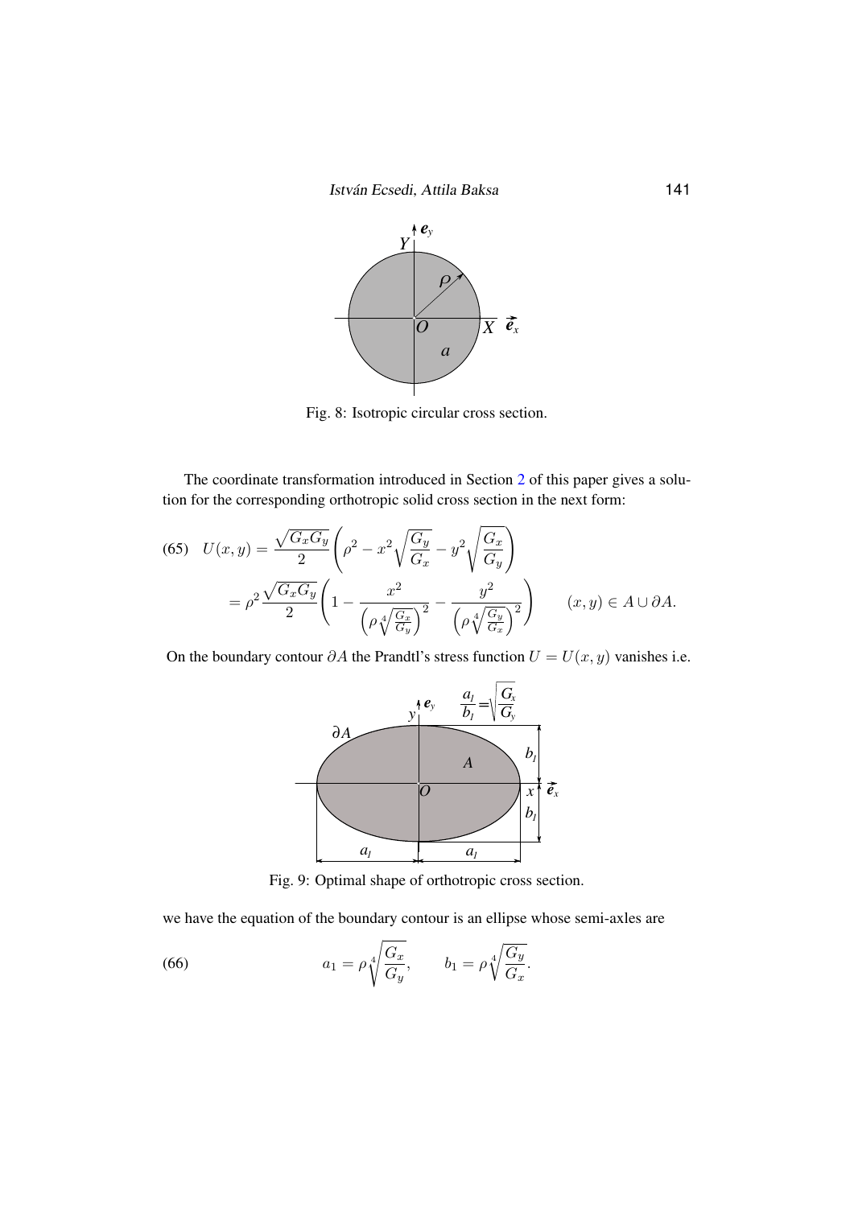Fig. 8: Isotropic circular cross section.

The coordinate transformation introduced in Section 2 of this paper gives a solution for the corresponding orthotropic solid cross section in the next form:

$$
\begin{aligned}
(65)\quad U(x,y) &= \frac{\sqrt{G_x G_y}}{2}\left(\rho^2 - x^2\sqrt{\frac{G_y}{G_x}} - y^2\sqrt{\frac{G_x}{G_y}}\right) \\
&= \rho^2\frac{\sqrt{G_x G_y}}{2}\left(1 - \frac{x^2}{\left(\rho\sqrt[4]{\frac{G_x}{G_y}}\right)^2} - \frac{y^2}{\left(\rho\sqrt[4]{\frac{G_y}{G_x}}\right)^2}\right) \qquad (x,y)\in A\cup\partial A.
\end{aligned}
$$

On the boundary contour $\partial A$ the Prandtl's stress function $U = U(x,y)$ vanishes i.e.

Fig. 9: Optimal shape of orthotropic cross section.

we have the equation of the boundary contour is an ellipse whose semi-axles are

$$
(66)\qquad a_1 = \rho\sqrt[4]{\frac{G_x}{G_y}}, \qquad b_1 = \rho\sqrt[4]{\frac{G_y}{G_x}}.
$$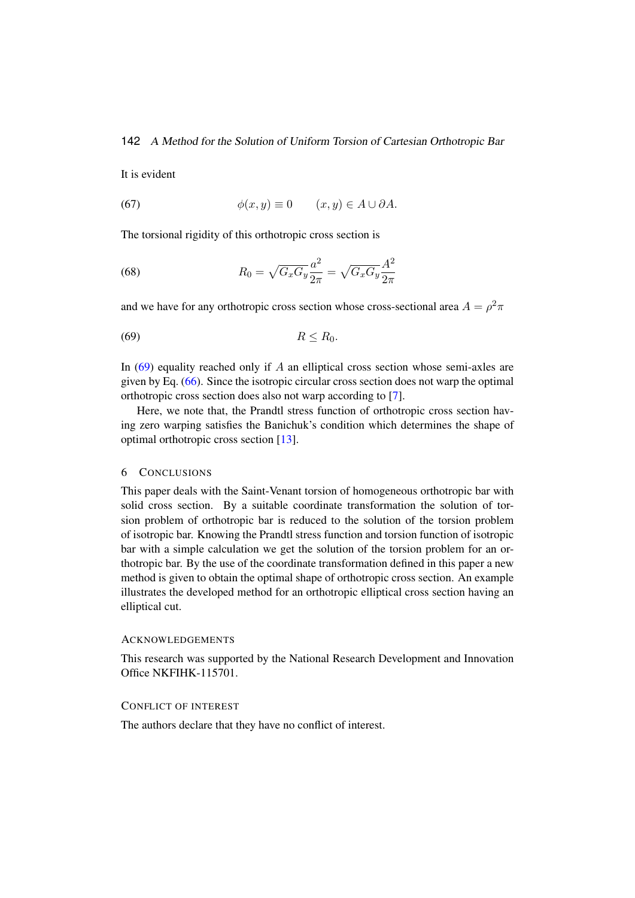It is evident

$$\phi(x,y) \equiv 0 \qquad (x,y) \in A \cup \partial A. \tag{67}$$

The torsional rigidity of this orthotropic cross section is

$$R_0 = \sqrt{G_x G_y}\frac{a^2}{2\pi} = \sqrt{G_x G_y}\frac{A^2}{2\pi} \tag{68}$$

and we have for any orthotropic cross section whose cross-sectional area $A = \rho^2\pi$

$$R \leq R_0. \tag{69}$$

In (69) equality reached only if $A$ an elliptical cross section whose semi-axles are given by Eq. (66). Since the isotropic circular cross section does not warp the optimal orthotropic cross section does also not warp according to [7].

Here, we note that, the Prandtl stress function of orthotropic cross section having zero warping satisfies the Banichuk's condition which determines the shape of optimal orthotropic cross section [13].

## 6 Conclusions

This paper deals with the Saint-Venant torsion of homogeneous orthotropic bar with solid cross section. By a suitable coordinate transformation the solution of torsion problem of orthotropic bar is reduced to the solution of the torsion problem of isotropic bar. Knowing the Prandtl stress function and torsion function of isotropic bar with a simple calculation we get the solution of the torsion problem for an orthotropic bar. By the use of the coordinate transformation defined in this paper a new method is given to obtain the optimal shape of orthotropic cross section. An example illustrates the developed method for an orthotropic elliptical cross section having an elliptical cut.

### Acknowledgements

This research was supported by the National Research Development and Innovation Office NKFIHK-115701.

### Conflict of interest

The authors declare that they have no conflict of interest.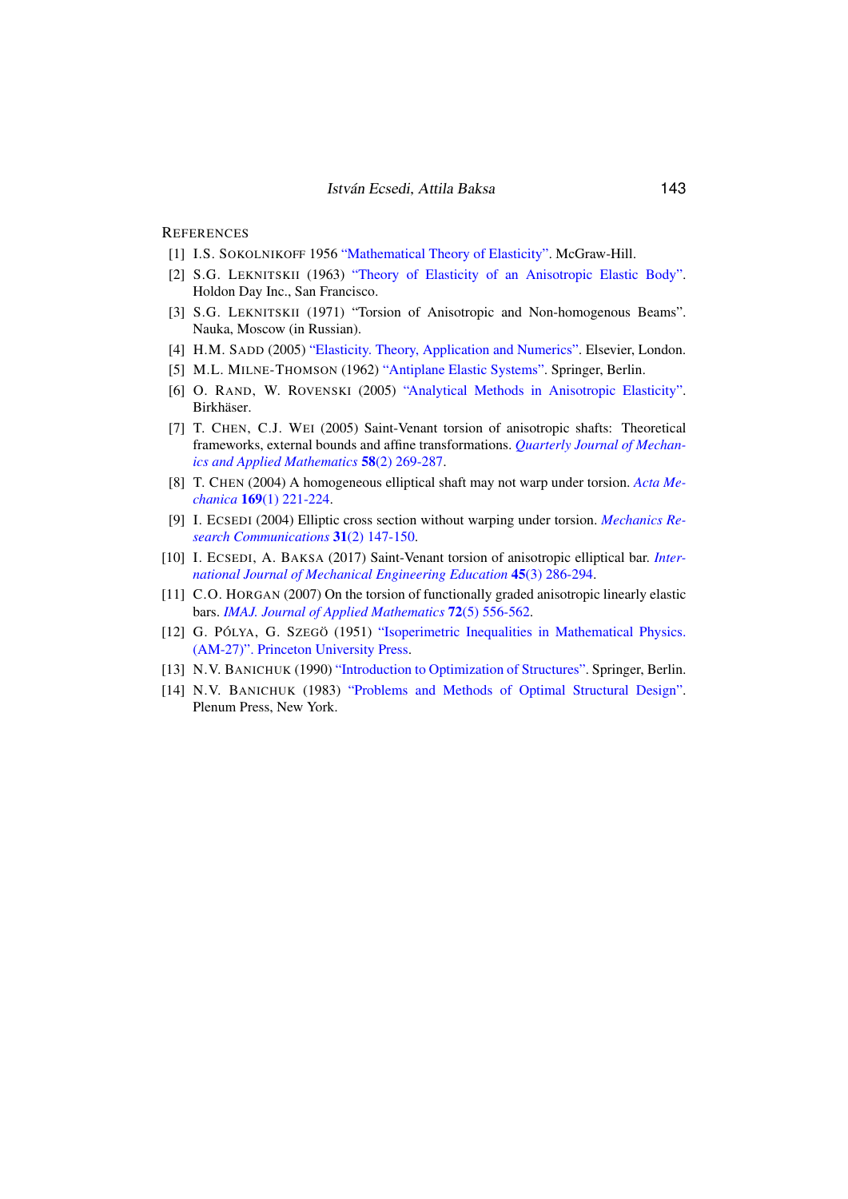## References

[1] I.S. Sokolnikoff 1956 "Mathematical Theory of Elasticity". McGraw-Hill.

[2] S.G. Lekhnitskii (1963) "Theory of Elasticity of an Anisotropic Elastic Body". Holdon Day Inc., San Francisco.

[3] S.G. Lekhnitskii (1971) "Torsion of Anisotropic and Non-homogenous Beams". Nauka, Moscow (in Russian).

[4] H.M. Sadd (2005) "Elasticity. Theory, Application and Numerics". Elsevier, London.

[5] M.L. Milne-Thomson (1962) "Antiplane Elastic Systems". Springer, Berlin.

[6] O. Rand, W. Rovenski (2005) "Analytical Methods in Anisotropic Elasticity". Birkhäser.

[7] T. Chen, C.J. Wei (2005) Saint-Venant torsion of anisotropic shafts: Theoretical frameworks, external bounds and affine transformations. *Quarterly Journal of Mechanics and Applied Mathematics* **58**(2) 269-287.

[8] T. Chen (2004) A homogeneous elliptical shaft may not warp under torsion. *Acta Mechanica* **169**(1) 221-224.

[9] I. Ecsedi (2004) Elliptic cross section without warping under torsion. *Mechanics Research Communications* **31**(2) 147-150.

[10] I. Ecsedi, A. Baksa (2017) Saint-Venant torsion of anisotropic elliptical bar. *International Journal of Mechanical Engineering Education* **45**(3) 286-294.

[11] C.O. Horgan (2007) On the torsion of functionally graded anisotropic linearly elastic bars. *IMAJ. Journal of Applied Mathematics* **72**(5) 556-562.

[12] G. Pólya, G. Szegö (1951) "Isoperimetric Inequalities in Mathematical Physics. (AM-27)". Princeton University Press.

[13] N.V. Banichuk (1990) "Introduction to Optimization of Structures". Springer, Berlin.

[14] N.V. Banichuk (1983) "Problems and Methods of Optimal Structural Design". Plenum Press, New York.